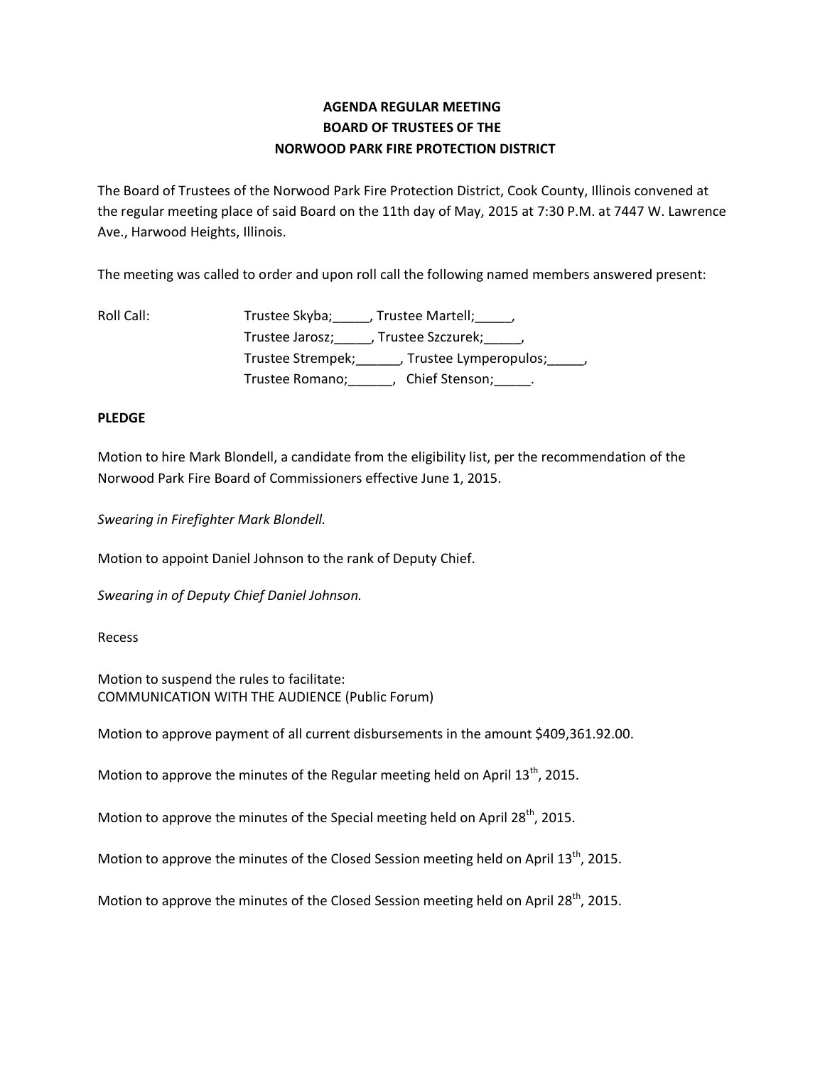**AGENDA REGULAR MEETING**
**BOARD OF TRUSTEES OF THE**
**NORWOOD PARK FIRE PROTECTION DISTRICT**

The Board of Trustees of the Norwood Park Fire Protection District, Cook County, Illinois convened at the regular meeting place of said Board on the 11th day of May, 2015 at 7:30 P.M. at 7447 W. Lawrence Ave., Harwood Heights, Illinois.

The meeting was called to order and upon roll call the following named members answered present:

Roll Call: Trustee Skyba;_____, Trustee Martell;_____,
Trustee Jarosz;_____, Trustee Szczurek;_____,
Trustee Strempek;______, Trustee Lymperopulos;_____,
Trustee Romano;______, Chief Stenson;_____.

**PLEDGE**

Motion to hire Mark Blondell, a candidate from the eligibility list, per the recommendation of the Norwood Park Fire Board of Commissioners effective June 1, 2015.

*Swearing in Firefighter Mark Blondell.*

Motion to appoint Daniel Johnson to the rank of Deputy Chief.

*Swearing in of Deputy Chief Daniel Johnson.*

Recess

Motion to suspend the rules to facilitate:
COMMUNICATION WITH THE AUDIENCE (Public Forum)

Motion to approve payment of all current disbursements in the amount $409,361.92.00.

Motion to approve the minutes of the Regular meeting held on April 13th, 2015.

Motion to approve the minutes of the Special meeting held on April 28th, 2015.

Motion to approve the minutes of the Closed Session meeting held on April 13th, 2015.

Motion to approve the minutes of the Closed Session meeting held on April 28th, 2015.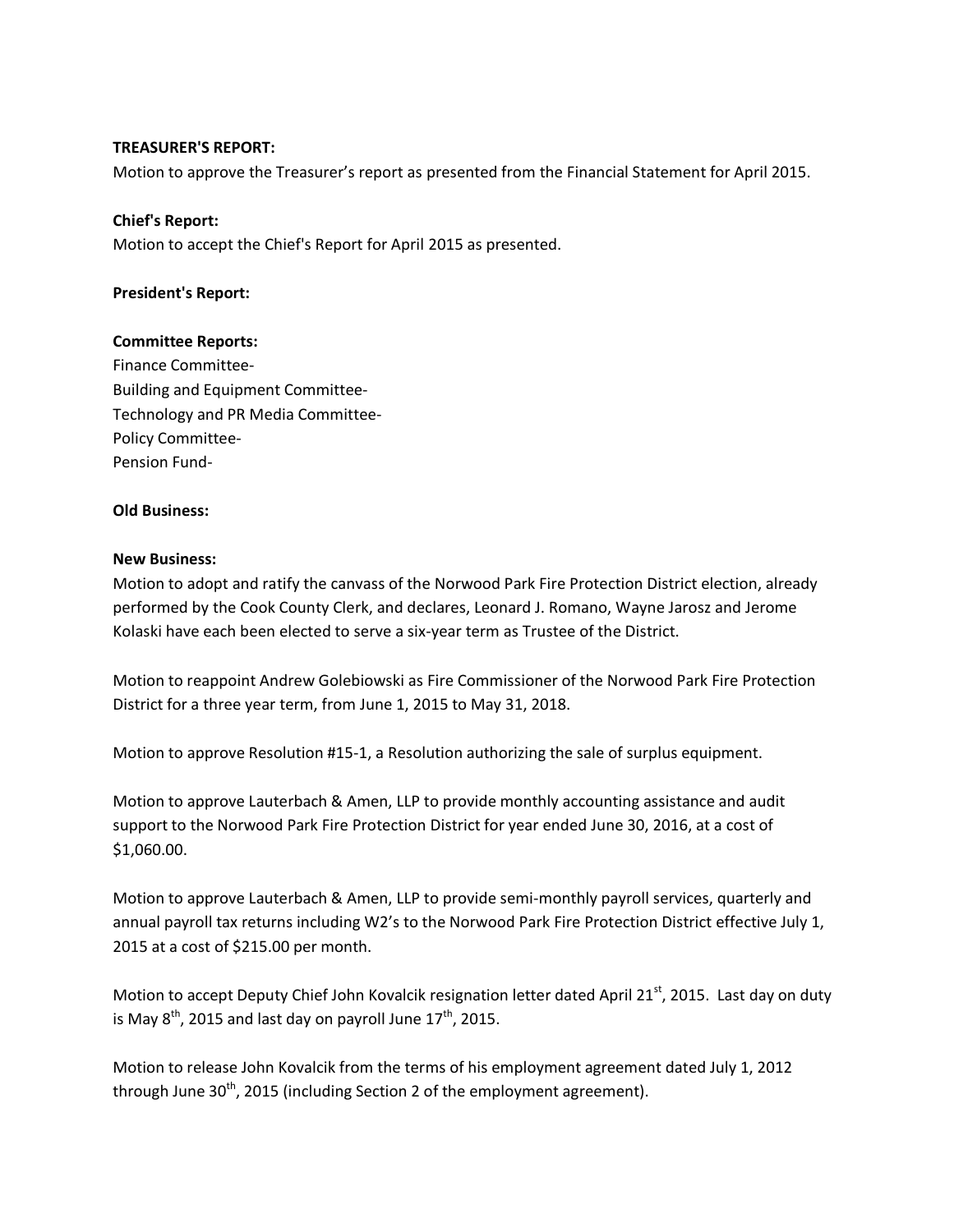**TREASURER'S REPORT:**

Motion to approve the Treasurer's report as presented from the Financial Statement for April 2015.

**Chief's Report:**

Motion to accept the Chief's Report for April 2015 as presented.

**President's Report:**

**Committee Reports:**

Finance Committee-
Building and Equipment Committee-
Technology and PR Media Committee-
Policy Committee-
Pension Fund-

**Old Business:**

**New Business:**

Motion to adopt and ratify the canvass of the Norwood Park Fire Protection District election, already performed by the Cook County Clerk, and declares, Leonard J. Romano, Wayne Jarosz and Jerome Kolaski have each been elected to serve a six-year term as Trustee of the District.

Motion to reappoint Andrew Golebiowski as Fire Commissioner of the Norwood Park Fire Protection District for a three year term, from June 1, 2015 to May 31, 2018.

Motion to approve Resolution #15-1, a Resolution authorizing the sale of surplus equipment.

Motion to approve Lauterbach & Amen, LLP to provide monthly accounting assistance and audit support to the Norwood Park Fire Protection District for year ended June 30, 2016, at a cost of $1,060.00.

Motion to approve Lauterbach & Amen, LLP to provide semi-monthly payroll services, quarterly and annual payroll tax returns including W2's to the Norwood Park Fire Protection District effective July 1, 2015 at a cost of $215.00 per month.

Motion to accept Deputy Chief John Kovalcik resignation letter dated April 21st, 2015. Last day on duty is May 8th, 2015 and last day on payroll June 17th, 2015.

Motion to release John Kovalcik from the terms of his employment agreement dated July 1, 2012 through June 30th, 2015 (including Section 2 of the employment agreement).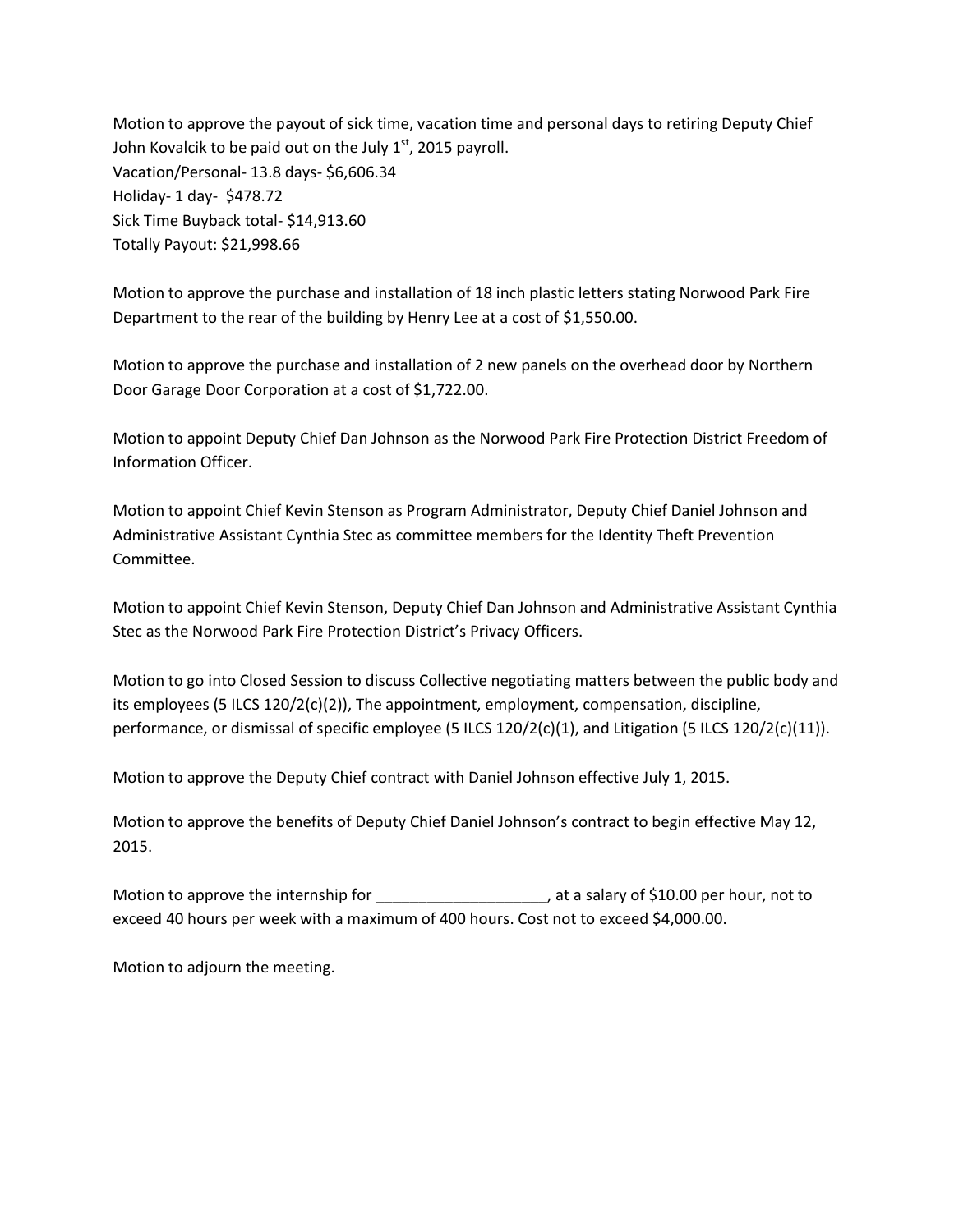Motion to approve the payout of sick time, vacation time and personal days to retiring Deputy Chief John Kovalcik to be paid out on the July 1st, 2015 payroll.
Vacation/Personal- 13.8 days- $6,606.34
Holiday- 1 day- $478.72
Sick Time Buyback total- $14,913.60
Totally Payout: $21,998.66

Motion to approve the purchase and installation of 18 inch plastic letters stating Norwood Park Fire Department to the rear of the building by Henry Lee at a cost of $1,550.00.

Motion to approve the purchase and installation of 2 new panels on the overhead door by Northern Door Garage Door Corporation at a cost of $1,722.00.

Motion to appoint Deputy Chief Dan Johnson as the Norwood Park Fire Protection District Freedom of Information Officer.

Motion to appoint Chief Kevin Stenson as Program Administrator, Deputy Chief Daniel Johnson and Administrative Assistant Cynthia Stec as committee members for the Identity Theft Prevention Committee.

Motion to appoint Chief Kevin Stenson, Deputy Chief Dan Johnson and Administrative Assistant Cynthia Stec as the Norwood Park Fire Protection District's Privacy Officers.

Motion to go into Closed Session to discuss Collective negotiating matters between the public body and its employees (5 ILCS 120/2(c)(2)), The appointment, employment, compensation, discipline, performance, or dismissal of specific employee (5 ILCS 120/2(c)(1), and Litigation (5 ILCS 120/2(c)(11)).

Motion to approve the Deputy Chief contract with Daniel Johnson effective July 1, 2015.

Motion to approve the benefits of Deputy Chief Daniel Johnson's contract to begin effective May 12, 2015.

Motion to approve the internship for ____________________, at a salary of $10.00 per hour, not to exceed 40 hours per week with a maximum of 400 hours. Cost not to exceed $4,000.00.

Motion to adjourn the meeting.